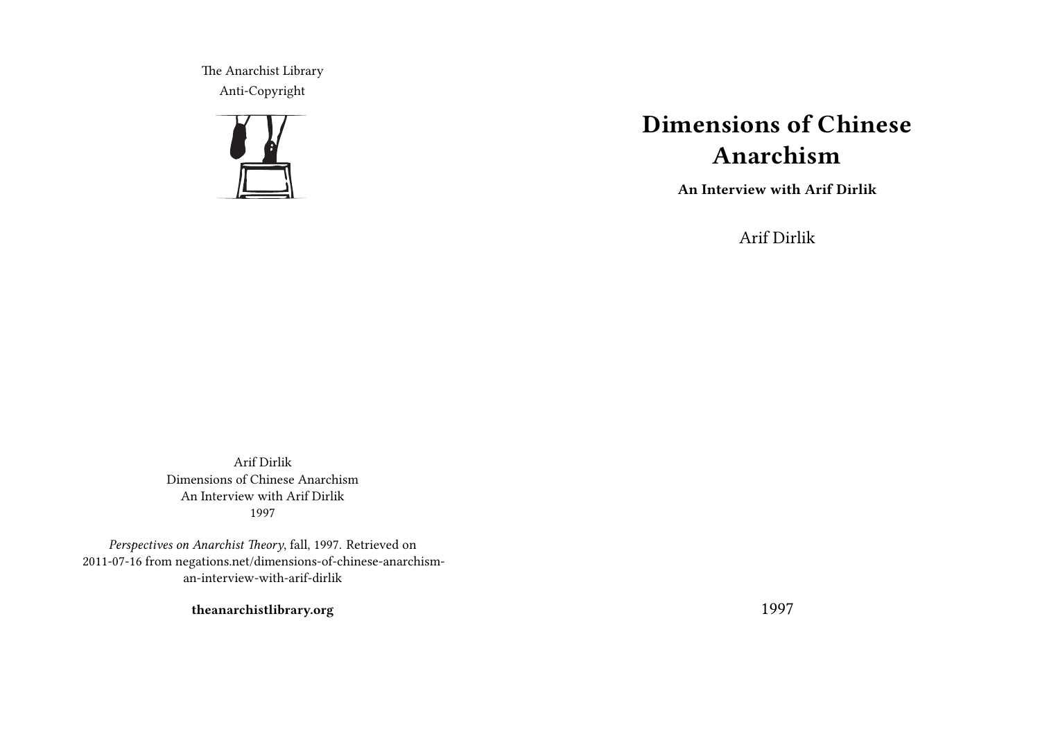The Anarchist Library
Anti-Copyright

# Dimensions of Chinese Anarchism

**An Interview with Arif Dirlik**

Arif Dirlik

1997

Arif Dirlik
Dimensions of Chinese Anarchism
An Interview with Arif Dirlik
1997

*Perspectives on Anarchist Theory*, fall, 1997. Retrieved on 2011-07-16 from negations.net/dimensions-of-chinese-anarchism-an-interview-with-arif-dirlik

**theanarchistlibrary.org**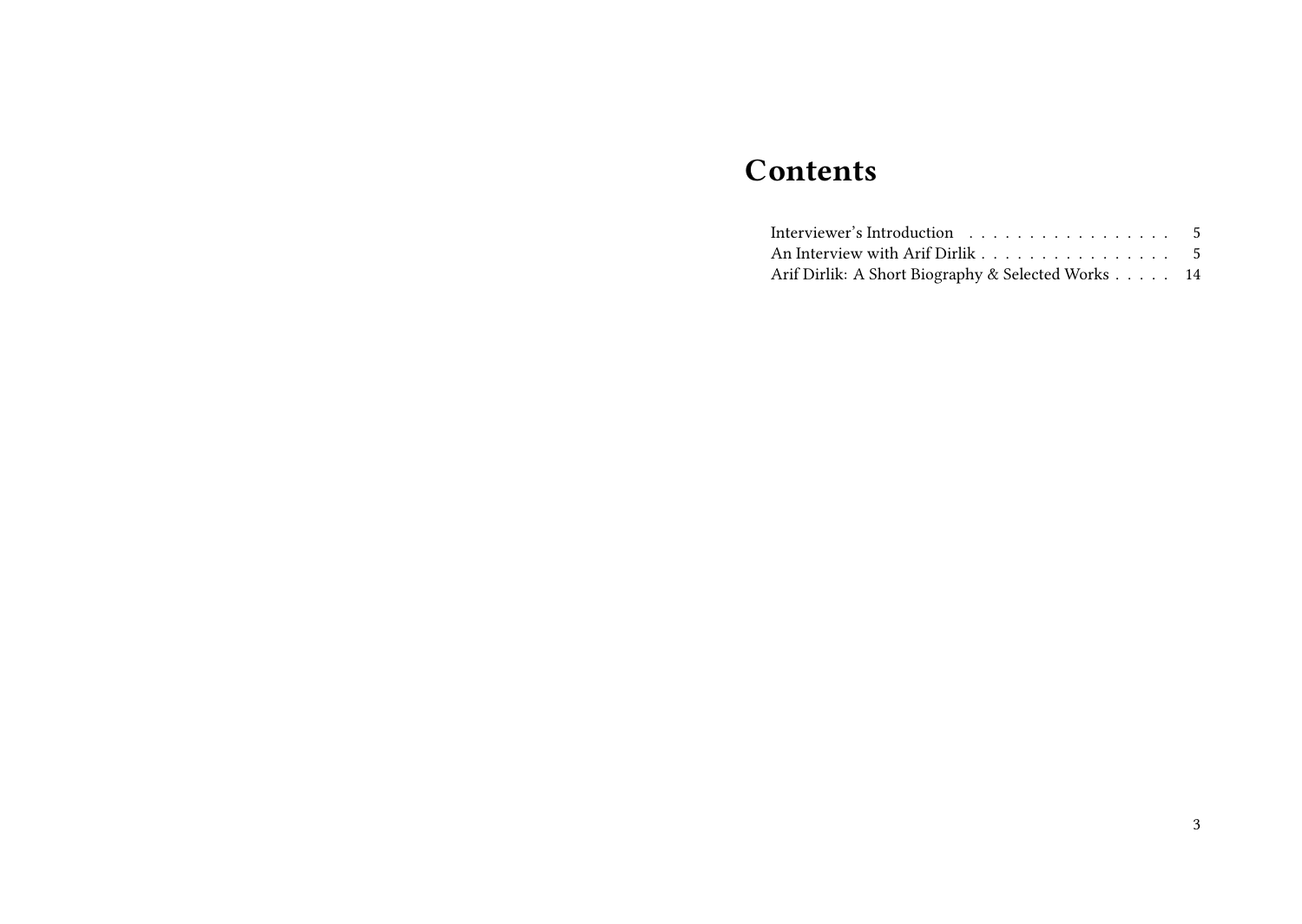# Contents

Interviewer's Introduction . . . . . . . . . . . . . . . . . 5
An Interview with Arif Dirlik . . . . . . . . . . . . . . . . 5
Arif Dirlik: A Short Biography & Selected Works . . . . . 14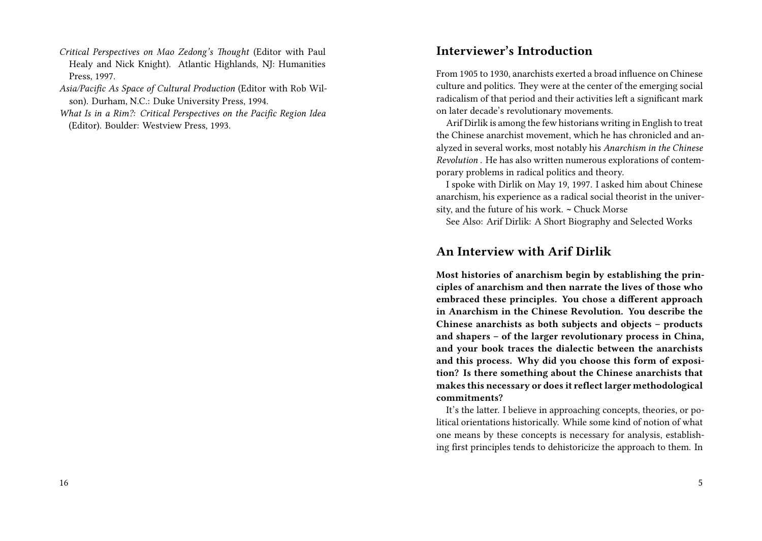*Critical Perspectives on Mao Zedong's Thought* (Editor with Paul Healy and Nick Knight). Atlantic Highlands, NJ: Humanities Press, 1997.

*Asia/Pacific As Space of Cultural Production* (Editor with Rob Wilson). Durham, N.C.: Duke University Press, 1994.

*What Is in a Rim?: Critical Perspectives on the Pacific Region Idea* (Editor). Boulder: Westview Press, 1993.

## Interviewer's Introduction

From 1905 to 1930, anarchists exerted a broad influence on Chinese culture and politics. They were at the center of the emerging social radicalism of that period and their activities left a significant mark on later decade's revolutionary movements.

Arif Dirlik is among the few historians writing in English to treat the Chinese anarchist movement, which he has chronicled and analyzed in several works, most notably his *Anarchism in the Chinese Revolution* . He has also written numerous explorations of contemporary problems in radical politics and theory.

I spoke with Dirlik on May 19, 1997. I asked him about Chinese anarchism, his experience as a radical social theorist in the university, and the future of his work. ~ Chuck Morse

See Also: Arif Dirlik: A Short Biography and Selected Works

## An Interview with Arif Dirlik

**Most histories of anarchism begin by establishing the principles of anarchism and then narrate the lives of those who embraced these principles. You chose a different approach in Anarchism in the Chinese Revolution. You describe the Chinese anarchists as both subjects and objects – products and shapers – of the larger revolutionary process in China, and your book traces the dialectic between the anarchists and this process. Why did you choose this form of exposition? Is there something about the Chinese anarchists that makes this necessary or does it reflect larger methodological commitments?**

It's the latter. I believe in approaching concepts, theories, or political orientations historically. While some kind of notion of what one means by these concepts is necessary for analysis, establishing first principles tends to dehistoricize the approach to them. In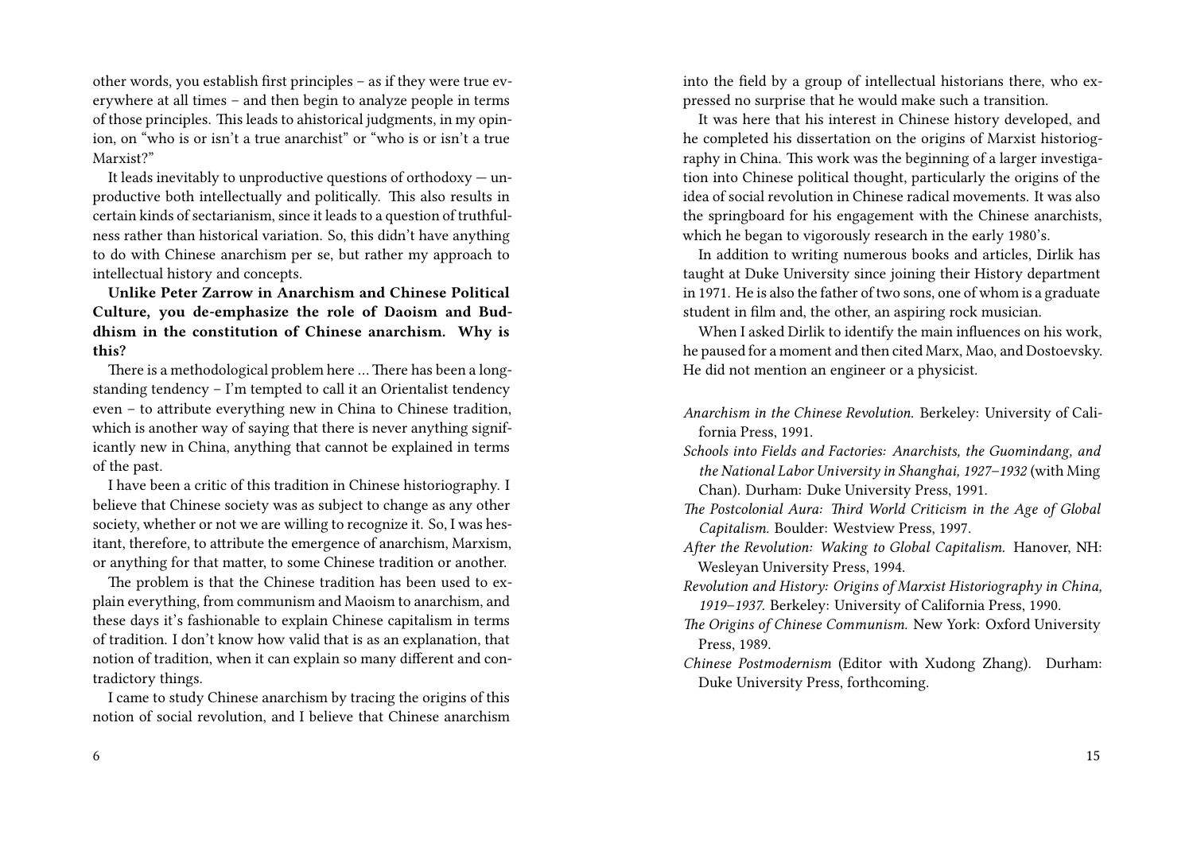other words, you establish first principles – as if they were true everywhere at all times – and then begin to analyze people in terms of those principles. This leads to ahistorical judgments, in my opinion, on "who is or isn't a true anarchist" or "who is or isn't a true Marxist?"

It leads inevitably to unproductive questions of orthodoxy — unproductive both intellectually and politically. This also results in certain kinds of sectarianism, since it leads to a question of truthfulness rather than historical variation. So, this didn't have anything to do with Chinese anarchism per se, but rather my approach to intellectual history and concepts.

**Unlike Peter Zarrow in Anarchism and Chinese Political Culture, you de-emphasize the role of Daoism and Buddhism in the constitution of Chinese anarchism. Why is this?**

There is a methodological problem here … There has been a longstanding tendency – I'm tempted to call it an Orientalist tendency even – to attribute everything new in China to Chinese tradition, which is another way of saying that there is never anything significantly new in China, anything that cannot be explained in terms of the past.

I have been a critic of this tradition in Chinese historiography. I believe that Chinese society was as subject to change as any other society, whether or not we are willing to recognize it. So, I was hesitant, therefore, to attribute the emergence of anarchism, Marxism, or anything for that matter, to some Chinese tradition or another.

The problem is that the Chinese tradition has been used to explain everything, from communism and Maoism to anarchism, and these days it's fashionable to explain Chinese capitalism in terms of tradition. I don't know how valid that is as an explanation, that notion of tradition, when it can explain so many different and contradictory things.

I came to study Chinese anarchism by tracing the origins of this notion of social revolution, and I believe that Chinese anarchism

into the field by a group of intellectual historians there, who expressed no surprise that he would make such a transition.

It was here that his interest in Chinese history developed, and he completed his dissertation on the origins of Marxist historiography in China. This work was the beginning of a larger investigation into Chinese political thought, particularly the origins of the idea of social revolution in Chinese radical movements. It was also the springboard for his engagement with the Chinese anarchists, which he began to vigorously research in the early 1980's.

In addition to writing numerous books and articles, Dirlik has taught at Duke University since joining their History department in 1971. He is also the father of two sons, one of whom is a graduate student in film and, the other, an aspiring rock musician.

When I asked Dirlik to identify the main influences on his work, he paused for a moment and then cited Marx, Mao, and Dostoevsky. He did not mention an engineer or a physicist.

*Anarchism in the Chinese Revolution.* Berkeley: University of California Press, 1991.

*Schools into Fields and Factories: Anarchists, the Guomindang, and the National Labor University in Shanghai, 1927–1932* (with Ming Chan). Durham: Duke University Press, 1991.

*The Postcolonial Aura: Third World Criticism in the Age of Global Capitalism.* Boulder: Westview Press, 1997.

*After the Revolution: Waking to Global Capitalism.* Hanover, NH: Wesleyan University Press, 1994.

*Revolution and History: Origins of Marxist Historiography in China, 1919–1937.* Berkeley: University of California Press, 1990.

*The Origins of Chinese Communism.* New York: Oxford University Press, 1989.

*Chinese Postmodernism* (Editor with Xudong Zhang). Durham: Duke University Press, forthcoming.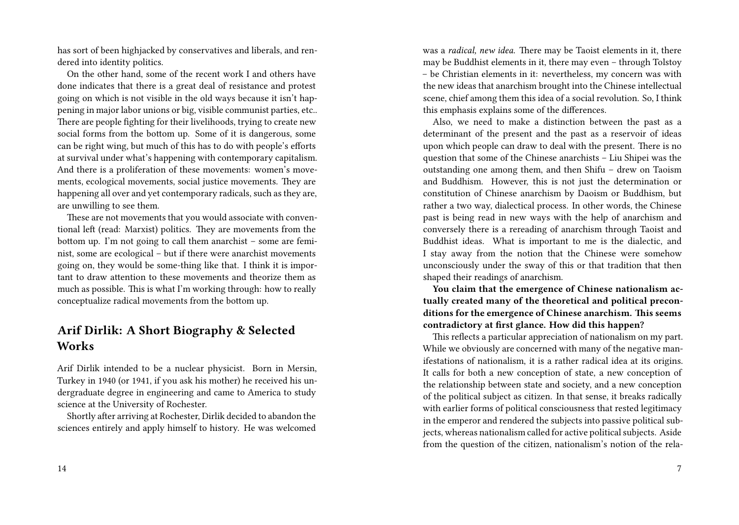has sort of been highjacked by conservatives and liberals, and rendered into identity politics.

On the other hand, some of the recent work I and others have done indicates that there is a great deal of resistance and protest going on which is not visible in the old ways because it isn't happening in major labor unions or big, visible communist parties, etc.. There are people fighting for their livelihoods, trying to create new social forms from the bottom up. Some of it is dangerous, some can be right wing, but much of this has to do with people's efforts at survival under what's happening with contemporary capitalism. And there is a proliferation of these movements: women's movements, ecological movements, social justice movements. They are happening all over and yet contemporary radicals, such as they are, are unwilling to see them.

These are not movements that you would associate with conventional left (read: Marxist) politics. They are movements from the bottom up. I'm not going to call them anarchist – some are feminist, some are ecological – but if there were anarchist movements going on, they would be some-thing like that. I think it is important to draw attention to these movements and theorize them as much as possible. This is what I'm working through: how to really conceptualize radical movements from the bottom up.

## Arif Dirlik: A Short Biography & Selected Works

Arif Dirlik intended to be a nuclear physicist. Born in Mersin, Turkey in 1940 (or 1941, if you ask his mother) he received his undergraduate degree in engineering and came to America to study science at the University of Rochester.

Shortly after arriving at Rochester, Dirlik decided to abandon the sciences entirely and apply himself to history. He was welcomed

was a *radical, new idea.* There may be Taoist elements in it, there may be Buddhist elements in it, there may even – through Tolstoy – be Christian elements in it: nevertheless, my concern was with the new ideas that anarchism brought into the Chinese intellectual scene, chief among them this idea of a social revolution. So, I think this emphasis explains some of the differences.

Also, we need to make a distinction between the past as a determinant of the present and the past as a reservoir of ideas upon which people can draw to deal with the present. There is no question that some of the Chinese anarchists – Liu Shipei was the outstanding one among them, and then Shifu – drew on Taoism and Buddhism. However, this is not just the determination or constitution of Chinese anarchism by Daoism or Buddhism, but rather a two way, dialectical process. In other words, the Chinese past is being read in new ways with the help of anarchism and conversely there is a rereading of anarchism through Taoist and Buddhist ideas. What is important to me is the dialectic, and I stay away from the notion that the Chinese were somehow unconsciously under the sway of this or that tradition that then shaped their readings of anarchism.

**You claim that the emergence of Chinese nationalism actually created many of the theoretical and political preconditions for the emergence of Chinese anarchism. This seems contradictory at first glance. How did this happen?**

This reflects a particular appreciation of nationalism on my part. While we obviously are concerned with many of the negative manifestations of nationalism, it is a rather radical idea at its origins. It calls for both a new conception of state, a new conception of the relationship between state and society, and a new conception of the political subject as citizen. In that sense, it breaks radically with earlier forms of political consciousness that rested legitimacy in the emperor and rendered the subjects into passive political subjects, whereas nationalism called for active political subjects. Aside from the question of the citizen, nationalism's notion of the rela-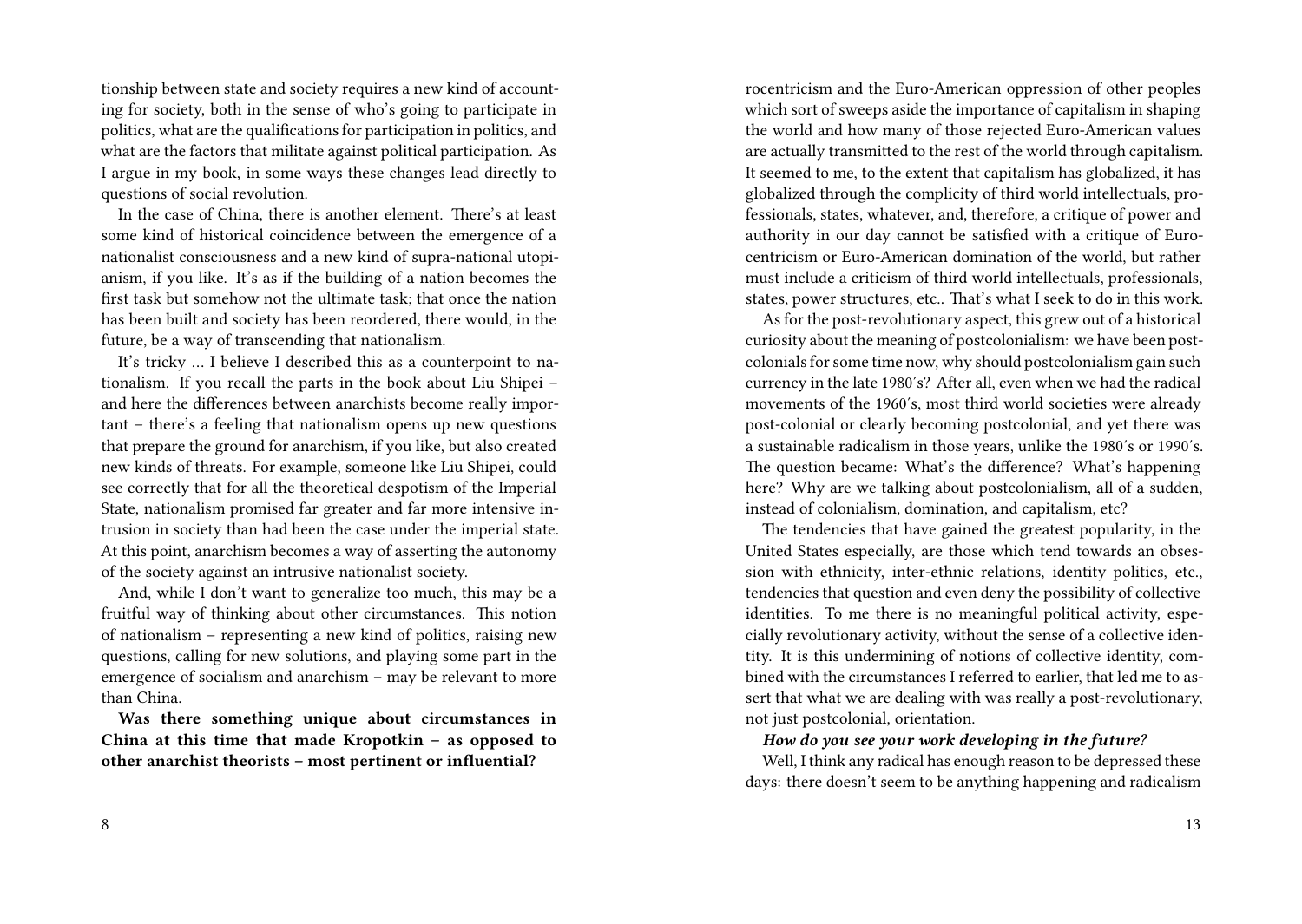tionship between state and society requires a new kind of accounting for society, both in the sense of who's going to participate in politics, what are the qualifications for participation in politics, and what are the factors that militate against political participation. As I argue in my book, in some ways these changes lead directly to questions of social revolution.

In the case of China, there is another element. There's at least some kind of historical coincidence between the emergence of a nationalist consciousness and a new kind of supra-national utopianism, if you like. It's as if the building of a nation becomes the first task but somehow not the ultimate task; that once the nation has been built and society has been reordered, there would, in the future, be a way of transcending that nationalism.

It's tricky … I believe I described this as a counterpoint to nationalism. If you recall the parts in the book about Liu Shipei – and here the differences between anarchists become really important – there's a feeling that nationalism opens up new questions that prepare the ground for anarchism, if you like, but also created new kinds of threats. For example, someone like Liu Shipei, could see correctly that for all the theoretical despotism of the Imperial State, nationalism promised far greater and far more intensive intrusion in society than had been the case under the imperial state. At this point, anarchism becomes a way of asserting the autonomy of the society against an intrusive nationalist society.

And, while I don't want to generalize too much, this may be a fruitful way of thinking about other circumstances. This notion of nationalism – representing a new kind of politics, raising new questions, calling for new solutions, and playing some part in the emergence of socialism and anarchism – may be relevant to more than China.

**Was there something unique about circumstances in China at this time that made Kropotkin – as opposed to other anarchist theorists – most pertinent or influential?**

rocentricism and the Euro-American oppression of other peoples which sort of sweeps aside the importance of capitalism in shaping the world and how many of those rejected Euro-American values are actually transmitted to the rest of the world through capitalism. It seemed to me, to the extent that capitalism has globalized, it has globalized through the complicity of third world intellectuals, professionals, states, whatever, and, therefore, a critique of power and authority in our day cannot be satisfied with a critique of Eurocentricism or Euro-American domination of the world, but rather must include a criticism of third world intellectuals, professionals, states, power structures, etc.. That's what I seek to do in this work.

As for the post-revolutionary aspect, this grew out of a historical curiosity about the meaning of postcolonialism: we have been postcolonials for some time now, why should postcolonialism gain such currency in the late 1980′s? After all, even when we had the radical movements of the 1960′s, most third world societies were already post-colonial or clearly becoming postcolonial, and yet there was a sustainable radicalism in those years, unlike the 1980′s or 1990′s. The question became: What's the difference? What's happening here? Why are we talking about postcolonialism, all of a sudden, instead of colonialism, domination, and capitalism, etc?

The tendencies that have gained the greatest popularity, in the United States especially, are those which tend towards an obsession with ethnicity, inter-ethnic relations, identity politics, etc., tendencies that question and even deny the possibility of collective identities. To me there is no meaningful political activity, especially revolutionary activity, without the sense of a collective identity. It is this undermining of notions of collective identity, combined with the circumstances I referred to earlier, that led me to assert that what we are dealing with was really a post-revolutionary, not just postcolonial, orientation.

***How do you see your work developing in the future?***

Well, I think any radical has enough reason to be depressed these days: there doesn't seem to be anything happening and radicalism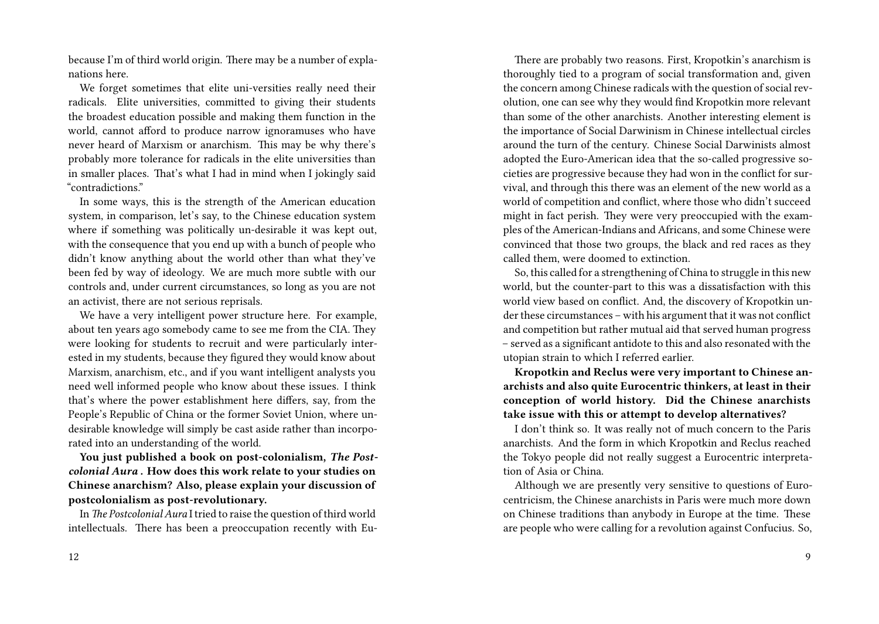because I'm of third world origin. There may be a number of explanations here.

We forget sometimes that elite uni-versities really need their radicals. Elite universities, committed to giving their students the broadest education possible and making them function in the world, cannot afford to produce narrow ignoramuses who have never heard of Marxism or anarchism. This may be why there's probably more tolerance for radicals in the elite universities than in smaller places. That's what I had in mind when I jokingly said "contradictions."

In some ways, this is the strength of the American education system, in comparison, let's say, to the Chinese education system where if something was politically un-desirable it was kept out, with the consequence that you end up with a bunch of people who didn't know anything about the world other than what they've been fed by way of ideology. We are much more subtle with our controls and, under current circumstances, so long as you are not an activist, there are not serious reprisals.

We have a very intelligent power structure here. For example, about ten years ago somebody came to see me from the CIA. They were looking for students to recruit and were particularly interested in my students, because they figured they would know about Marxism, anarchism, etc., and if you want intelligent analysts you need well informed people who know about these issues. I think that's where the power establishment here differs, say, from the People's Republic of China or the former Soviet Union, where undesirable knowledge will simply be cast aside rather than incorporated into an understanding of the world.

**You just published a book on post-colonialism, *The Postcolonial Aura*. How does this work relate to your studies on Chinese anarchism? Also, please explain your discussion of postcolonialism as post-revolutionary.**

In *The Postcolonial Aura* I tried to raise the question of third world intellectuals. There has been a preoccupation recently with Eu-

There are probably two reasons. First, Kropotkin's anarchism is thoroughly tied to a program of social transformation and, given the concern among Chinese radicals with the question of social revolution, one can see why they would find Kropotkin more relevant than some of the other anarchists. Another interesting element is the importance of Social Darwinism in Chinese intellectual circles around the turn of the century. Chinese Social Darwinists almost adopted the Euro-American idea that the so-called progressive societies are progressive because they had won in the conflict for survival, and through this there was an element of the new world as a world of competition and conflict, where those who didn't succeed might in fact perish. They were very preoccupied with the examples of the American-Indians and Africans, and some Chinese were convinced that those two groups, the black and red races as they called them, were doomed to extinction.

So, this called for a strengthening of China to struggle in this new world, but the counter-part to this was a dissatisfaction with this world view based on conflict. And, the discovery of Kropotkin under these circumstances – with his argument that it was not conflict and competition but rather mutual aid that served human progress – served as a significant antidote to this and also resonated with the utopian strain to which I referred earlier.

**Kropotkin and Reclus were very important to Chinese anarchists and also quite Eurocentric thinkers, at least in their conception of world history. Did the Chinese anarchists take issue with this or attempt to develop alternatives?**

I don't think so. It was really not of much concern to the Paris anarchists. And the form in which Kropotkin and Reclus reached the Tokyo people did not really suggest a Eurocentric interpretation of Asia or China.

Although we are presently very sensitive to questions of Eurocentricism, the Chinese anarchists in Paris were much more down on Chinese traditions than anybody in Europe at the time. These are people who were calling for a revolution against Confucius. So,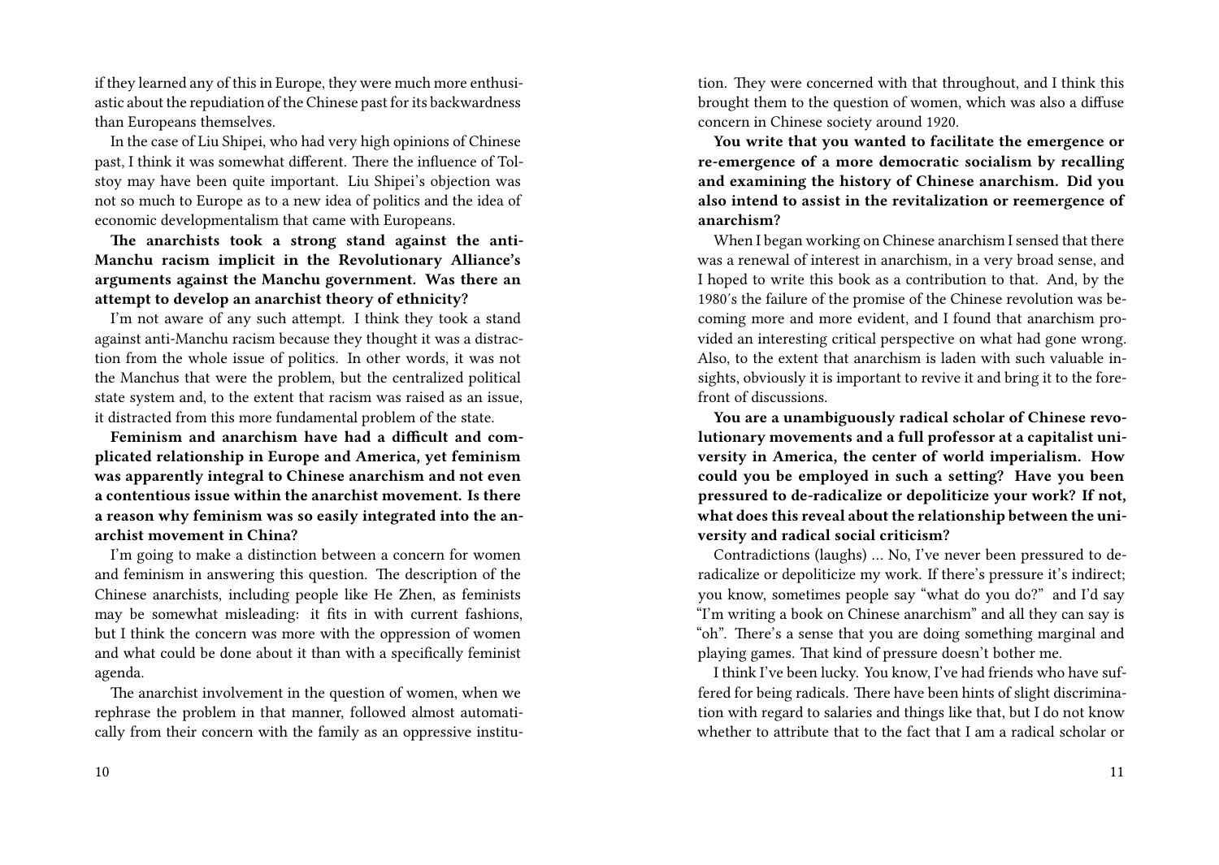if they learned any of this in Europe, they were much more enthusiastic about the repudiation of the Chinese past for its backwardness than Europeans themselves.

In the case of Liu Shipei, who had very high opinions of Chinese past, I think it was somewhat different. There the influence of Tolstoy may have been quite important. Liu Shipei's objection was not so much to Europe as to a new idea of politics and the idea of economic developmentalism that came with Europeans.

**The anarchists took a strong stand against the anti-Manchu racism implicit in the Revolutionary Alliance's arguments against the Manchu government. Was there an attempt to develop an anarchist theory of ethnicity?**

I'm not aware of any such attempt. I think they took a stand against anti-Manchu racism because they thought it was a distraction from the whole issue of politics. In other words, it was not the Manchus that were the problem, but the centralized political state system and, to the extent that racism was raised as an issue, it distracted from this more fundamental problem of the state.

**Feminism and anarchism have had a difficult and complicated relationship in Europe and America, yet feminism was apparently integral to Chinese anarchism and not even a contentious issue within the anarchist movement. Is there a reason why feminism was so easily integrated into the anarchist movement in China?**

I'm going to make a distinction between a concern for women and feminism in answering this question. The description of the Chinese anarchists, including people like He Zhen, as feminists may be somewhat misleading: it fits in with current fashions, but I think the concern was more with the oppression of women and what could be done about it than with a specifically feminist agenda.

The anarchist involvement in the question of women, when we rephrase the problem in that manner, followed almost automatically from their concern with the family as an oppressive institution. They were concerned with that throughout, and I think this brought them to the question of women, which was also a diffuse concern in Chinese society around 1920.

**You write that you wanted to facilitate the emergence or re-emergence of a more democratic socialism by recalling and examining the history of Chinese anarchism. Did you also intend to assist in the revitalization or reemergence of anarchism?**

When I began working on Chinese anarchism I sensed that there was a renewal of interest in anarchism, in a very broad sense, and I hoped to write this book as a contribution to that. And, by the 1980´s the failure of the promise of the Chinese revolution was becoming more and more evident, and I found that anarchism provided an interesting critical perspective on what had gone wrong. Also, to the extent that anarchism is laden with such valuable insights, obviously it is important to revive it and bring it to the forefront of discussions.

**You are a unambiguously radical scholar of Chinese revolutionary movements and a full professor at a capitalist university in America, the center of world imperialism. How could you be employed in such a setting? Have you been pressured to de-radicalize or depoliticize your work? If not, what does this reveal about the relationship between the university and radical social criticism?**

Contradictions (laughs) … No, I've never been pressured to de-radicalize or depoliticize my work. If there's pressure it's indirect; you know, sometimes people say "what do you do?" and I'd say "I'm writing a book on Chinese anarchism" and all they can say is "oh". There's a sense that you are doing something marginal and playing games. That kind of pressure doesn't bother me.

I think I've been lucky. You know, I've had friends who have suffered for being radicals. There have been hints of slight discrimination with regard to salaries and things like that, but I do not know whether to attribute that to the fact that I am a radical scholar or